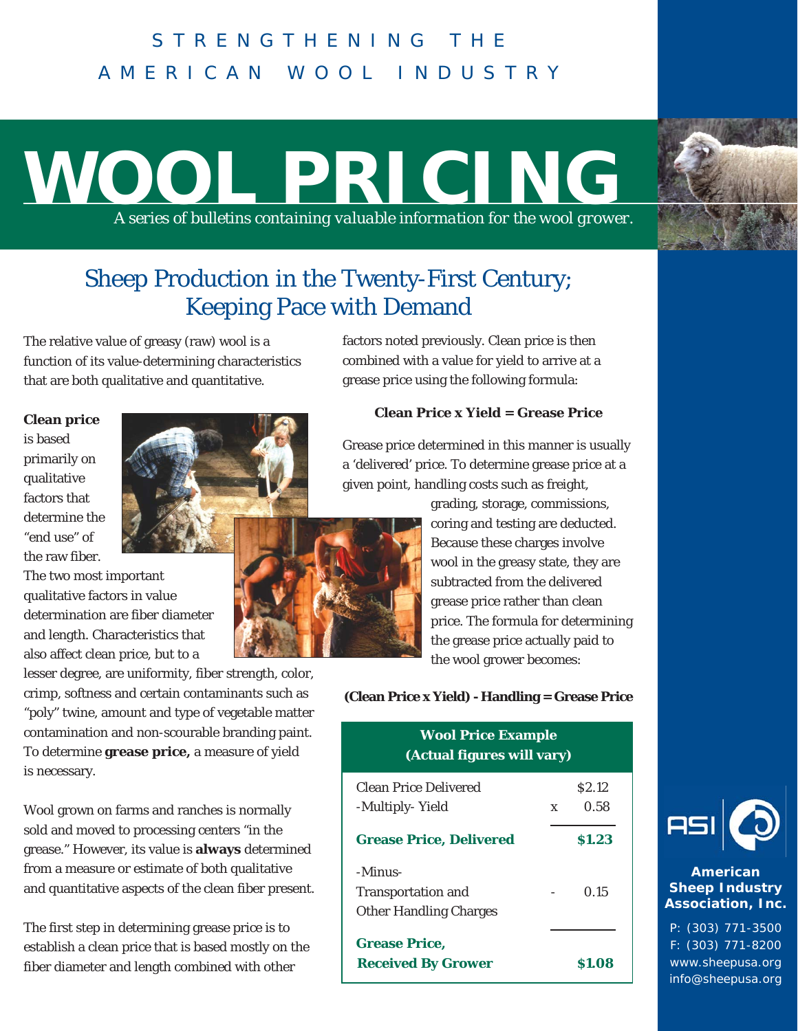STRENGTHENING THE AMERICAN WOOL INDUSTRY

# WOOL PRICING

*A series of bulletins containing valuable information for the wool grower.*

## Sheep Production in the Twenty-First Century; Keeping Pace with Demand

The relative value of greasy (raw) wool is a function of its value-determining characteristics that are both qualitative and quantitative.

**Clean price** is based primarily on qualitative factors that determine the "end use" of the raw fiber. The two most important qualitative factors in value determination are fiber diameter and length. Characteristics that also affect clean price, but to a lesser degree, are uniformity, fiber strength, color, crimp, softness and certain contaminants such as "poly" twine, amount and type of vegetable matter contamination and non-scourable branding paint. To determine **grease price,** a measure of yield is necessary.

Wool grown on farms and ranches is normally sold and moved to processing centers "in the grease." However, its value is **always** determined from a measure or estimate of both qualitative and quantitative aspects of the clean fiber present.

The first step in determining grease price is to establish a clean price that is based mostly on the fiber diameter and length combined with other factors noted previously. Clean price is then combined with a value for yield to arrive at a grease price using the following formula:

**Clean Price x Yield = Grease Price**

Grease price determined in this manner is usually a 'delivered' price. To determine grease price at a given point, handling costs such as freight, grading, storage, commissions, coring and testing are deducted. Because these charges involve wool in the greasy state, they are subtracted from the delivered grease price rather than clean price. The formula for determining the grease price actually paid to the wool grower becomes:

**(Clean Price x Yield) - Handling = Grease Price**

| Wool Price Example (Actual figures will vary) | | |
|---|---|---|
| Clean Price Delivered | | $2.12 |
| -Multiply- Yield | x | 0.58 |
| **Grease Price, Delivered** | | **$1.23** |
| -Minus- Transportation and Other Handling Charges | - | 0.15 |
| **Grease Price, Received By Grower** | | **$1.08** |

ASI

**American Sheep Industry Association, Inc.**

P: (303) 771-3500
F: (303) 771-8200
www.sheepusa.org
info@sheepusa.org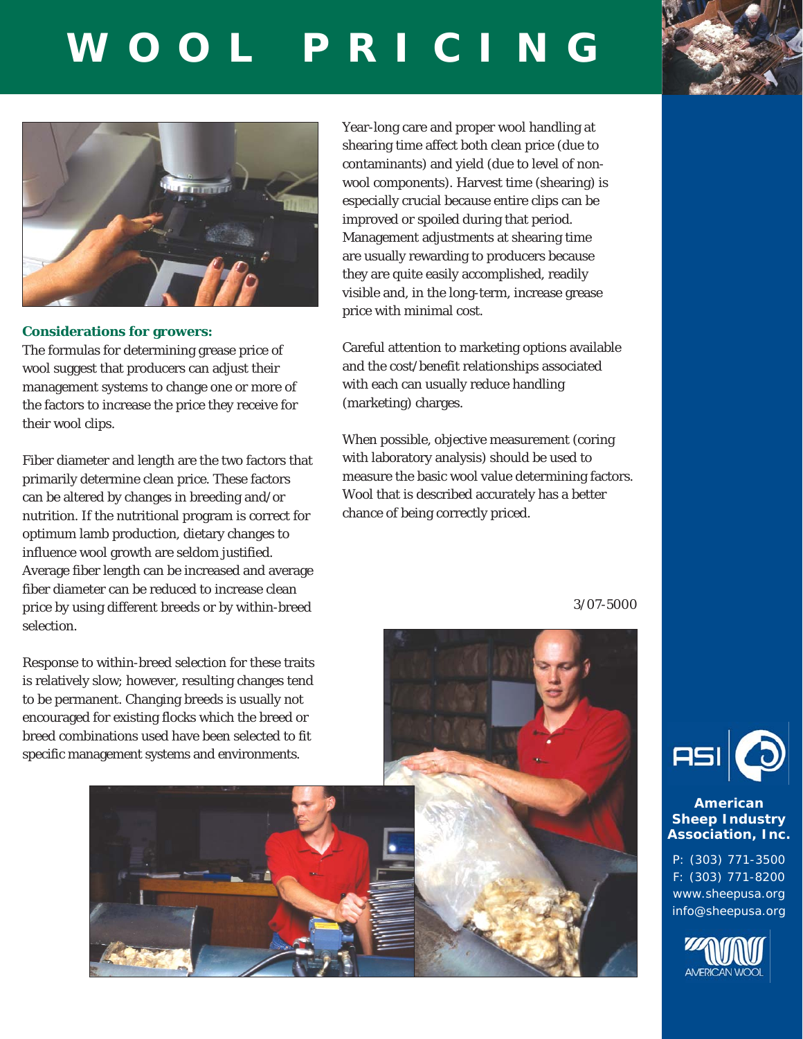# WOOL PRICING

**Considerations for growers:**

The formulas for determining grease price of wool suggest that producers can adjust their management systems to change one or more of the factors to increase the price they receive for their wool clips.

Fiber diameter and length are the two factors that primarily determine clean price. These factors can be altered by changes in breeding and/or nutrition. If the nutritional program is correct for optimum lamb production, dietary changes to influence wool growth are seldom justified. Average fiber length can be increased and average fiber diameter can be reduced to increase clean price by using different breeds or by within-breed selection.

Response to within-breed selection for these traits is relatively slow; however, resulting changes tend to be permanent. Changing breeds is usually not encouraged for existing flocks which the breed or breed combinations used have been selected to fit specific management systems and environments.

Year-long care and proper wool handling at shearing time affect both clean price (due to contaminants) and yield (due to level of non-wool components). Harvest time (shearing) is especially crucial because entire clips can be improved or spoiled during that period. Management adjustments at shearing time are usually rewarding to producers because they are quite easily accomplished, readily visible and, in the long-term, increase grease price with minimal cost.

Careful attention to marketing options available and the cost/benefit relationships associated with each can usually reduce handling (marketing) charges.

When possible, objective measurement (coring with laboratory analysis) should be used to measure the basic wool value determining factors. Wool that is described accurately has a better chance of being correctly priced.

3/07-5000

ASI

**American Sheep Industry Association, Inc.**

P: (303) 771-3500
F: (303) 771-8200
www.sheepusa.org
info@sheepusa.org

AMERICAN WOOL